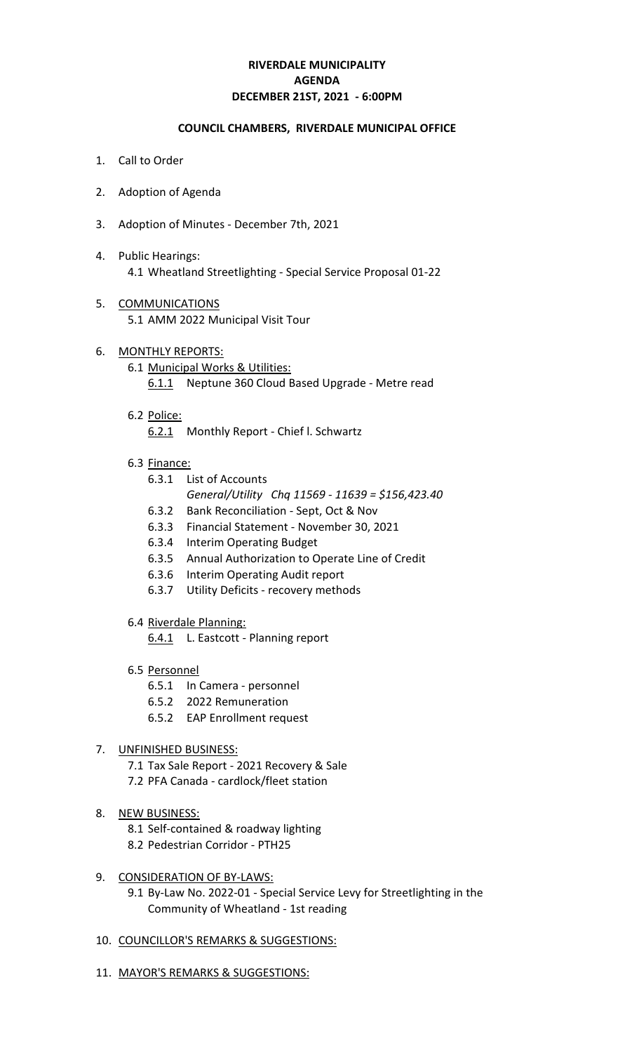# RIVERDALE MUNICIPALITY
# AGENDA
# DECEMBER 21ST, 2021 - 6:00PM

## COUNCIL CHAMBERS, RIVERDALE MUNICIPAL OFFICE

1. Call to Order

2. Adoption of Agenda

3. Adoption of Minutes - December 7th, 2021

4. Public Hearings:
   - 4.1 Wheatland Streetlighting - Special Service Proposal 01-22

5. COMMUNICATIONS
   - 5.1 AMM 2022 Municipal Visit Tour

6. MONTHLY REPORTS:
   - 6.1 Municipal Works & Utilities:
     - 6.1.1 Neptune 360 Cloud Based Upgrade - Metre read
   - 6.2 Police:
     - 6.2.1 Monthly Report - Chief l. Schwartz
   - 6.3 Finance:
     - 6.3.1 List of Accounts
       *General/Utility Chq 11569 - 11639 = $156,423.40*
     - 6.3.2 Bank Reconciliation - Sept, Oct & Nov
     - 6.3.3 Financial Statement - November 30, 2021
     - 6.3.4 Interim Operating Budget
     - 6.3.5 Annual Authorization to Operate Line of Credit
     - 6.3.6 Interim Operating Audit report
     - 6.3.7 Utility Deficits - recovery methods
   - 6.4 Riverdale Planning:
     - 6.4.1 L. Eastcott - Planning report
   - 6.5 Personnel
     - 6.5.1 In Camera - personnel
     - 6.5.2 2022 Remuneration
     - 6.5.2 EAP Enrollment request

7. UNFINISHED BUSINESS:
   - 7.1 Tax Sale Report - 2021 Recovery & Sale
   - 7.2 PFA Canada - cardlock/fleet station

8. NEW BUSINESS:
   - 8.1 Self-contained & roadway lighting
   - 8.2 Pedestrian Corridor - PTH25

9. CONSIDERATION OF BY-LAWS:
   - 9.1 By-Law No. 2022-01 - Special Service Levy for Streetlighting in the Community of Wheatland - 1st reading

10. COUNCILLOR'S REMARKS & SUGGESTIONS:

11. MAYOR'S REMARKS & SUGGESTIONS: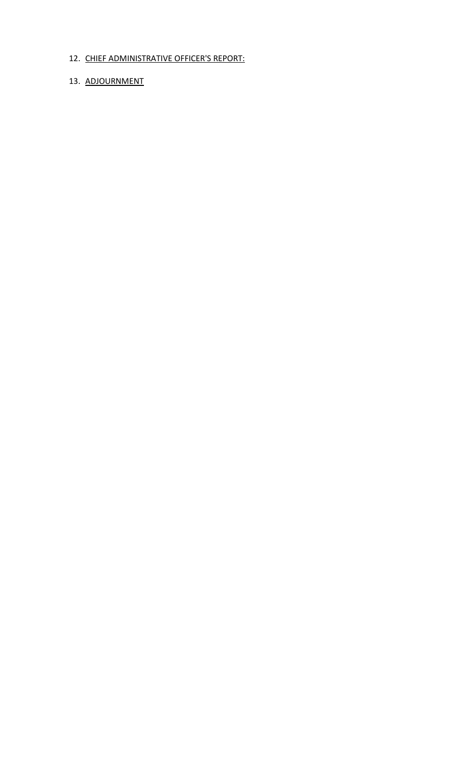12. CHIEF ADMINISTRATIVE OFFICER'S REPORT:

13. ADJOURNMENT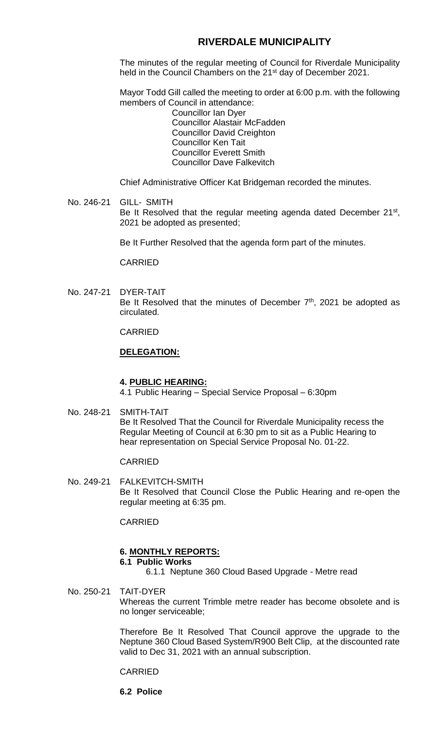# RIVERDALE MUNICIPALITY

The minutes of the regular meeting of Council for Riverdale Municipality held in the Council Chambers on the 21st day of December 2021.

Mayor Todd Gill called the meeting to order at 6:00 p.m. with the following members of Council in attendance:

Councillor Ian Dyer
Councillor Alastair McFadden
Councillor David Creighton
Councillor Ken Tait
Councillor Everett Smith
Councillor Dave Falkevitch

Chief Administrative Officer Kat Bridgeman recorded the minutes.

No. 246-21 GILL- SMITH

Be It Resolved that the regular meeting agenda dated December 21st, 2021 be adopted as presented;

Be It Further Resolved that the agenda form part of the minutes.

CARRIED

No. 247-21 DYER-TAIT

Be It Resolved that the minutes of December 7th, 2021 be adopted as circulated.

CARRIED

**DELEGATION:**

**4. PUBLIC HEARING:**

4.1 Public Hearing – Special Service Proposal – 6:30pm

No. 248-21 SMITH-TAIT

Be It Resolved That the Council for Riverdale Municipality recess the Regular Meeting of Council at 6:30 pm to sit as a Public Hearing to hear representation on Special Service Proposal No. 01-22.

CARRIED

No. 249-21 FALKEVITCH-SMITH

Be It Resolved that Council Close the Public Hearing and re-open the regular meeting at 6:35 pm.

CARRIED

**6. MONTHLY REPORTS:**

**6.1 Public Works**

6.1.1 Neptune 360 Cloud Based Upgrade - Metre read

No. 250-21 TAIT-DYER

Whereas the current Trimble metre reader has become obsolete and is no longer serviceable;

Therefore Be It Resolved That Council approve the upgrade to the Neptune 360 Cloud Based System/R900 Belt Clip, at the discounted rate valid to Dec 31, 2021 with an annual subscription.

CARRIED

**6.2 Police**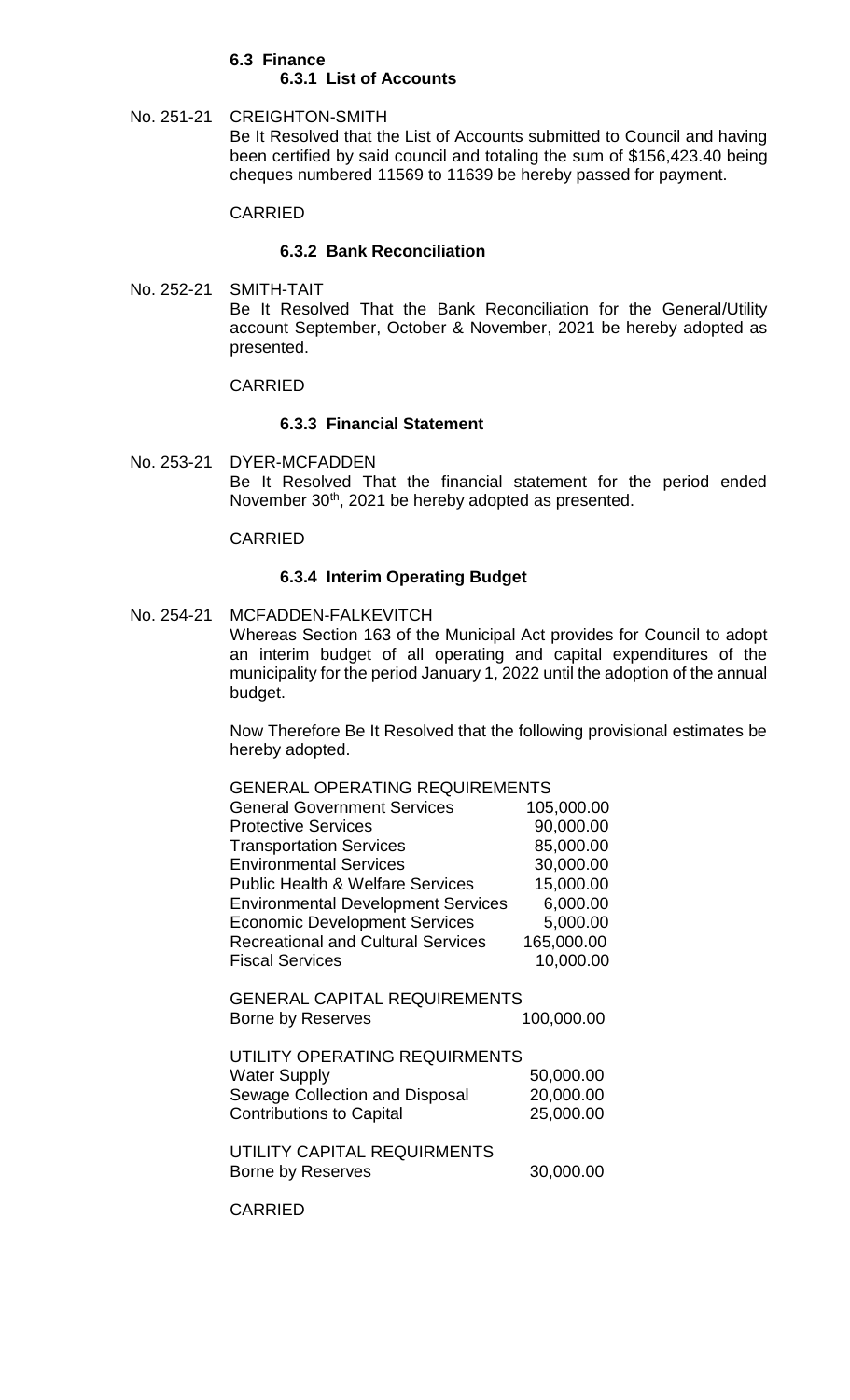## 6.3 Finance

### 6.3.1 List of Accounts

No. 251-21 CREIGHTON-SMITH

Be It Resolved that the List of Accounts submitted to Council and having been certified by said council and totaling the sum of $156,423.40 being cheques numbered 11569 to 11639 be hereby passed for payment.

CARRIED

### 6.3.2 Bank Reconciliation

No. 252-21 SMITH-TAIT

Be It Resolved That the Bank Reconciliation for the General/Utility account September, October & November, 2021 be hereby adopted as presented.

CARRIED

### 6.3.3 Financial Statement

No. 253-21 DYER-MCFADDEN

Be It Resolved That the financial statement for the period ended November 30th, 2021 be hereby adopted as presented.

CARRIED

### 6.3.4 Interim Operating Budget

No. 254-21 MCFADDEN-FALKEVITCH

Whereas Section 163 of the Municipal Act provides for Council to adopt an interim budget of all operating and capital expenditures of the municipality for the period January 1, 2022 until the adoption of the annual budget.

Now Therefore Be It Resolved that the following provisional estimates be hereby adopted.

| GENERAL OPERATING REQUIREMENTS | |
|---|---|
| General Government Services | 105,000.00 |
| Protective Services | 90,000.00 |
| Transportation Services | 85,000.00 |
| Environmental Services | 30,000.00 |
| Public Health & Welfare Services | 15,000.00 |
| Environmental Development Services | 6,000.00 |
| Economic Development Services | 5,000.00 |
| Recreational and Cultural Services | 165,000.00 |
| Fiscal Services | 10,000.00 |
| **GENERAL CAPITAL REQUIREMENTS** | |
| Borne by Reserves | 100,000.00 |
| **UTILITY OPERATING REQUIRMENTS** | |
| Water Supply | 50,000.00 |
| Sewage Collection and Disposal | 20,000.00 |
| Contributions to Capital | 25,000.00 |
| **UTILITY CAPITAL REQUIRMENTS** | |
| Borne by Reserves | 30,000.00 |

CARRIED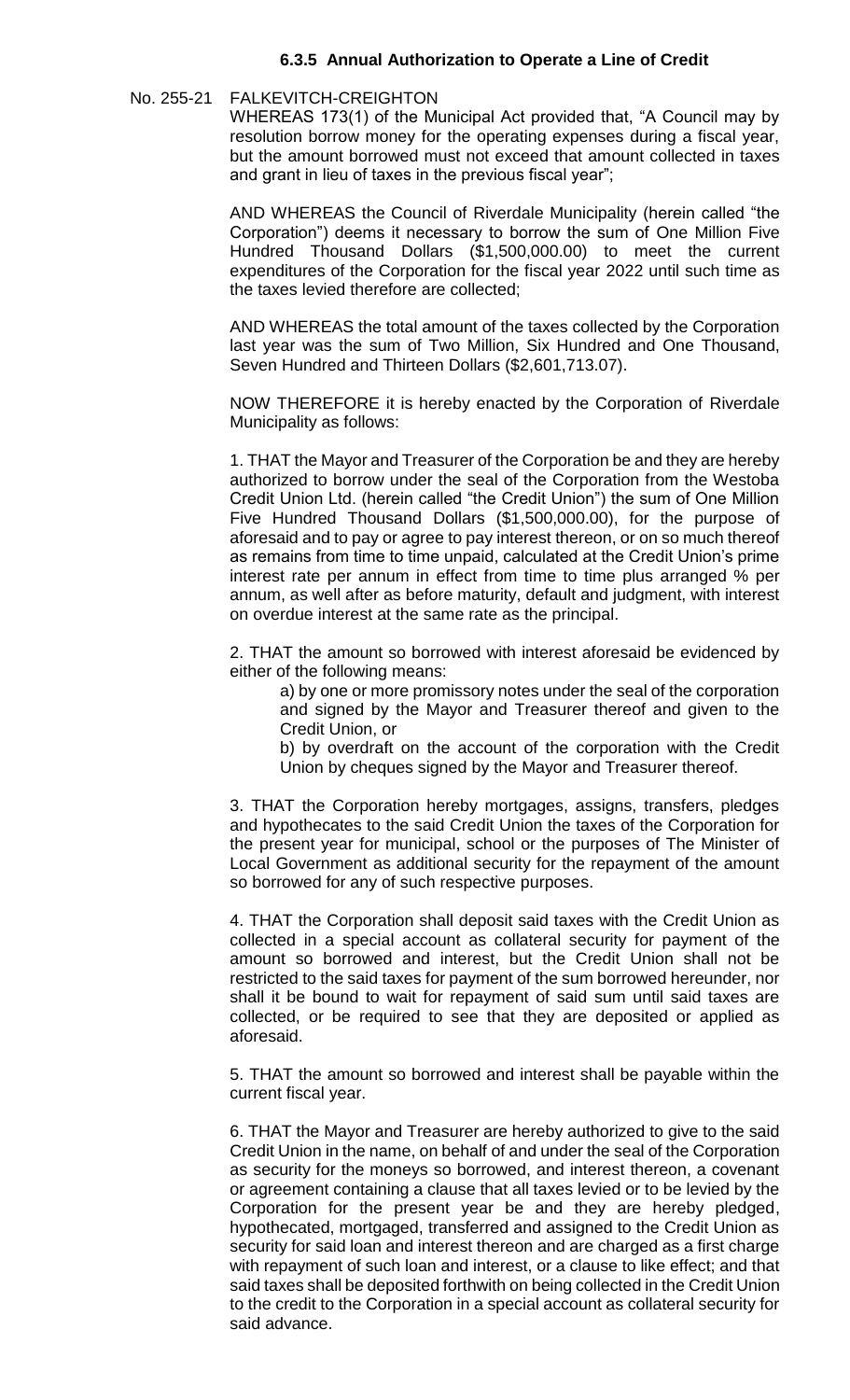### 6.3.5 Annual Authorization to Operate a Line of Credit

No. 255-21 FALKEVITCH-CREIGHTON

WHEREAS 173(1) of the Municipal Act provided that, "A Council may by resolution borrow money for the operating expenses during a fiscal year, but the amount borrowed must not exceed that amount collected in taxes and grant in lieu of taxes in the previous fiscal year";

AND WHEREAS the Council of Riverdale Municipality (herein called "the Corporation") deems it necessary to borrow the sum of One Million Five Hundred Thousand Dollars ($1,500,000.00) to meet the current expenditures of the Corporation for the fiscal year 2022 until such time as the taxes levied therefore are collected;

AND WHEREAS the total amount of the taxes collected by the Corporation last year was the sum of Two Million, Six Hundred and One Thousand, Seven Hundred and Thirteen Dollars ($2,601,713.07).

NOW THEREFORE it is hereby enacted by the Corporation of Riverdale Municipality as follows:

1. THAT the Mayor and Treasurer of the Corporation be and they are hereby authorized to borrow under the seal of the Corporation from the Westoba Credit Union Ltd. (herein called "the Credit Union") the sum of One Million Five Hundred Thousand Dollars ($1,500,000.00), for the purpose of aforesaid and to pay or agree to pay interest thereon, or on so much thereof as remains from time to time unpaid, calculated at the Credit Union's prime interest rate per annum in effect from time to time plus arranged % per annum, as well after as before maturity, default and judgment, with interest on overdue interest at the same rate as the principal.

2. THAT the amount so borrowed with interest aforesaid be evidenced by either of the following means:

   a) by one or more promissory notes under the seal of the corporation and signed by the Mayor and Treasurer thereof and given to the Credit Union, or

   b) by overdraft on the account of the corporation with the Credit Union by cheques signed by the Mayor and Treasurer thereof.

3. THAT the Corporation hereby mortgages, assigns, transfers, pledges and hypothecates to the said Credit Union the taxes of the Corporation for the present year for municipal, school or the purposes of The Minister of Local Government as additional security for the repayment of the amount so borrowed for any of such respective purposes.

4. THAT the Corporation shall deposit said taxes with the Credit Union as collected in a special account as collateral security for payment of the amount so borrowed and interest, but the Credit Union shall not be restricted to the said taxes for payment of the sum borrowed hereunder, nor shall it be bound to wait for repayment of said sum until said taxes are collected, or be required to see that they are deposited or applied as aforesaid.

5. THAT the amount so borrowed and interest shall be payable within the current fiscal year.

6. THAT the Mayor and Treasurer are hereby authorized to give to the said Credit Union in the name, on behalf of and under the seal of the Corporation as security for the moneys so borrowed, and interest thereon, a covenant or agreement containing a clause that all taxes levied or to be levied by the Corporation for the present year be and they are hereby pledged, hypothecated, mortgaged, transferred and assigned to the Credit Union as security for said loan and interest thereon and are charged as a first charge with repayment of such loan and interest, or a clause to like effect; and that said taxes shall be deposited forthwith on being collected in the Credit Union to the credit to the Corporation in a special account as collateral security for said advance.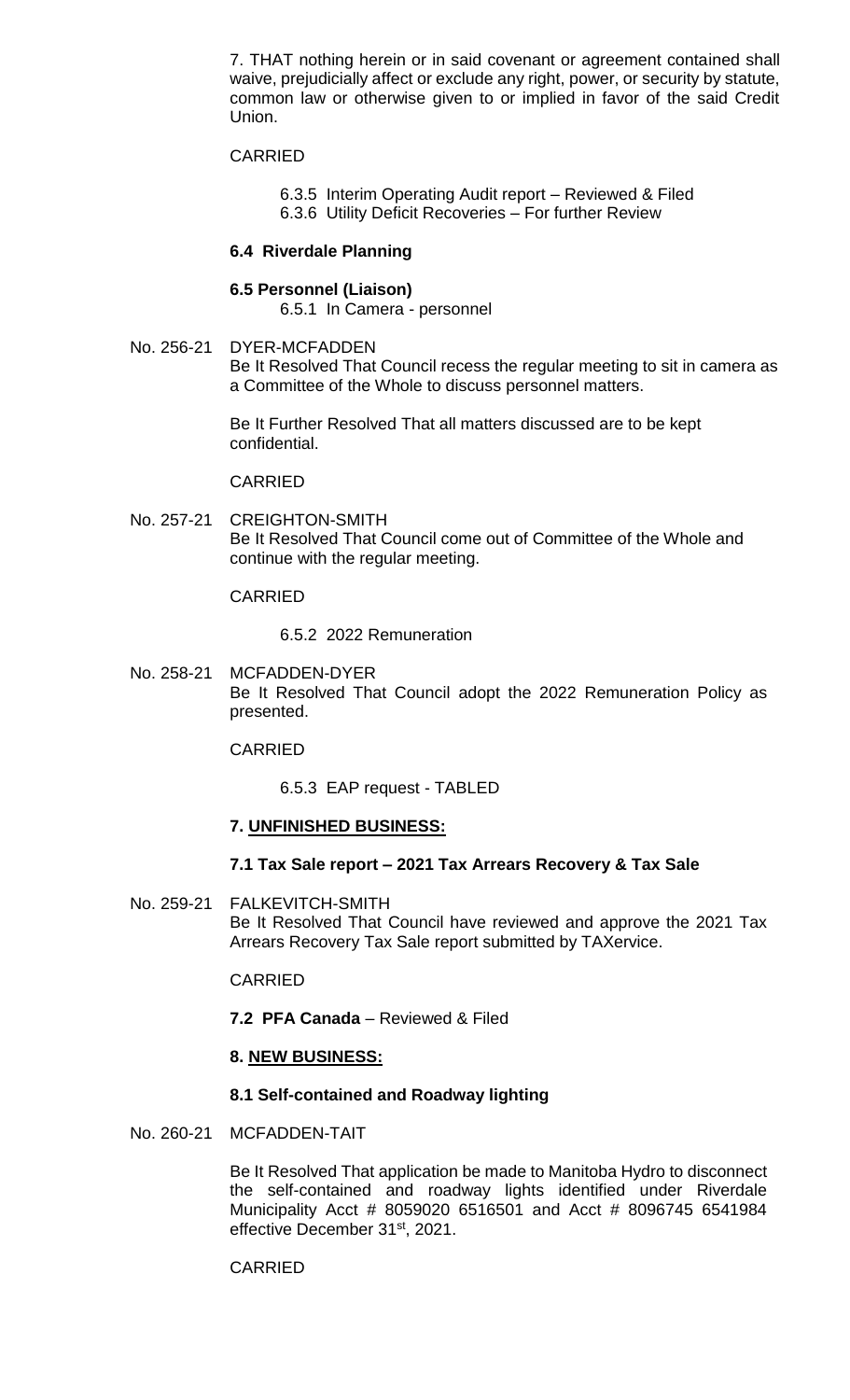7. THAT nothing herein or in said covenant or agreement contained shall waive, prejudicially affect or exclude any right, power, or security by statute, common law or otherwise given to or implied in favor of the said Credit Union.

CARRIED

6.3.5 Interim Operating Audit report – Reviewed & Filed
6.3.6 Utility Deficit Recoveries – For further Review

**6.4 Riverdale Planning**

**6.5 Personnel (Liaison)**

6.5.1 In Camera - personnel

No. 256-21 DYER-MCFADDEN

Be It Resolved That Council recess the regular meeting to sit in camera as a Committee of the Whole to discuss personnel matters.

Be It Further Resolved That all matters discussed are to be kept confidential.

CARRIED

No. 257-21 CREIGHTON-SMITH

Be It Resolved That Council come out of Committee of the Whole and continue with the regular meeting.

CARRIED

6.5.2 2022 Remuneration

No. 258-21 MCFADDEN-DYER

Be It Resolved That Council adopt the 2022 Remuneration Policy as presented.

CARRIED

6.5.3 EAP request - TABLED

**7. UNFINISHED BUSINESS:**

**7.1 Tax Sale report – 2021 Tax Arrears Recovery & Tax Sale**

No. 259-21 FALKEVITCH-SMITH

Be It Resolved That Council have reviewed and approve the 2021 Tax Arrears Recovery Tax Sale report submitted by TAXervice.

CARRIED

**7.2 PFA Canada** – Reviewed & Filed

**8. NEW BUSINESS:**

**8.1 Self-contained and Roadway lighting**

No. 260-21 MCFADDEN-TAIT

Be It Resolved That application be made to Manitoba Hydro to disconnect the self-contained and roadway lights identified under Riverdale Municipality Acct # 8059020 6516501 and Acct # 8096745 6541984 effective December 31st, 2021.

CARRIED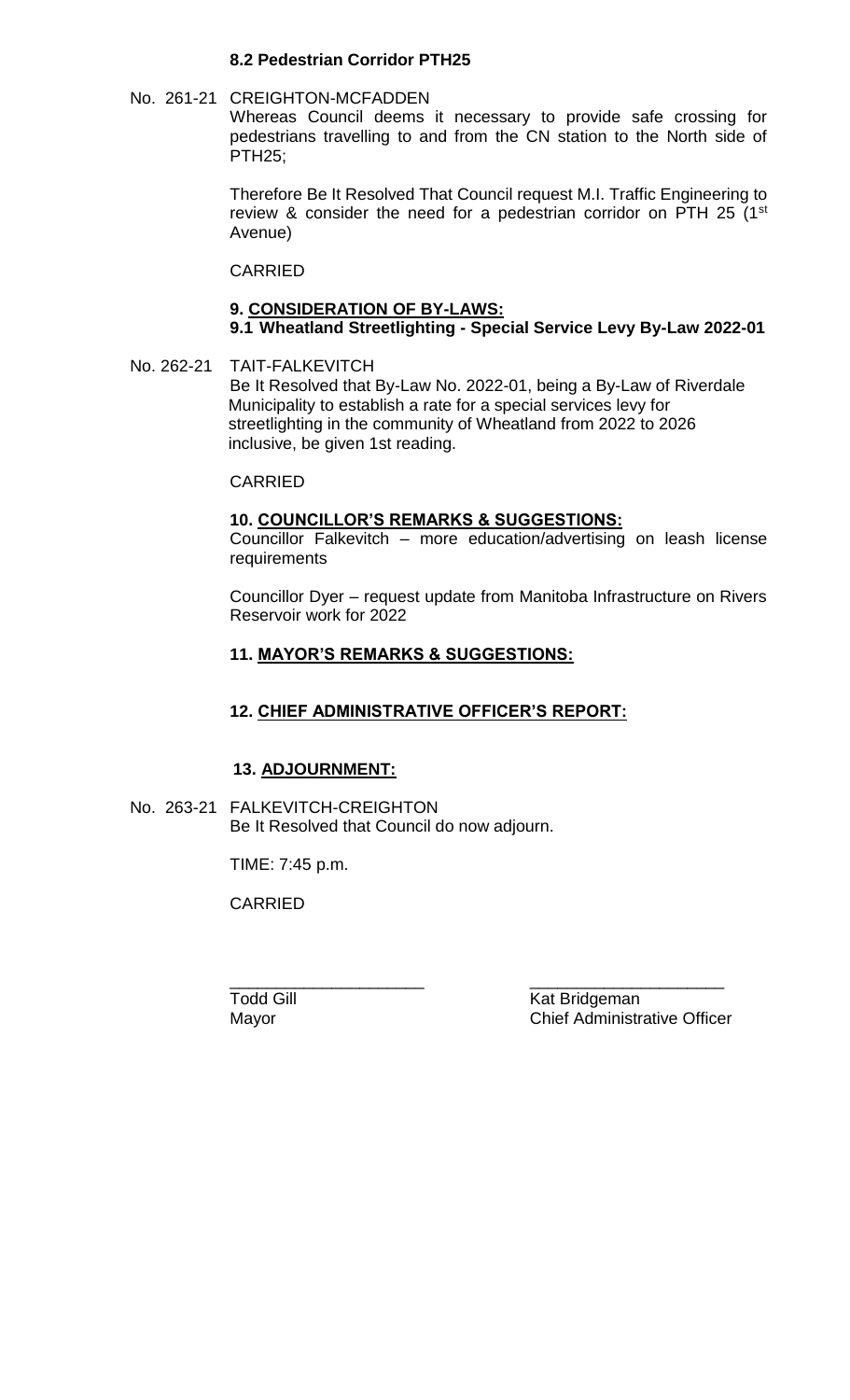### 8.2 Pedestrian Corridor PTH25

No. 261-21 CREIGHTON-MCFADDEN

Whereas Council deems it necessary to provide safe crossing for pedestrians travelling to and from the CN station to the North side of PTH25;

Therefore Be It Resolved That Council request M.I. Traffic Engineering to review & consider the need for a pedestrian corridor on PTH 25 (1st Avenue)

CARRIED

### 9. CONSIDERATION OF BY-LAWS:

### 9.1 Wheatland Streetlighting - Special Service Levy By-Law 2022-01

No. 262-21 TAIT-FALKEVITCH

Be It Resolved that By-Law No. 2022-01, being a By-Law of Riverdale Municipality to establish a rate for a special services levy for streetlighting in the community of Wheatland from 2022 to 2026 inclusive, be given 1st reading.

CARRIED

### 10. COUNCILLOR'S REMARKS & SUGGESTIONS:

Councillor Falkevitch – more education/advertising on leash license requirements

Councillor Dyer – request update from Manitoba Infrastructure on Rivers Reservoir work for 2022

### 11. MAYOR'S REMARKS & SUGGESTIONS:

### 12. CHIEF ADMINISTRATIVE OFFICER'S REPORT:

### 13. ADJOURNMENT:

No. 263-21 FALKEVITCH-CREIGHTON

Be It Resolved that Council do now adjourn.

TIME: 7:45 p.m.

CARRIED

_____________________ _____________________

Todd Gill — Mayor

Kat Bridgeman — Chief Administrative Officer